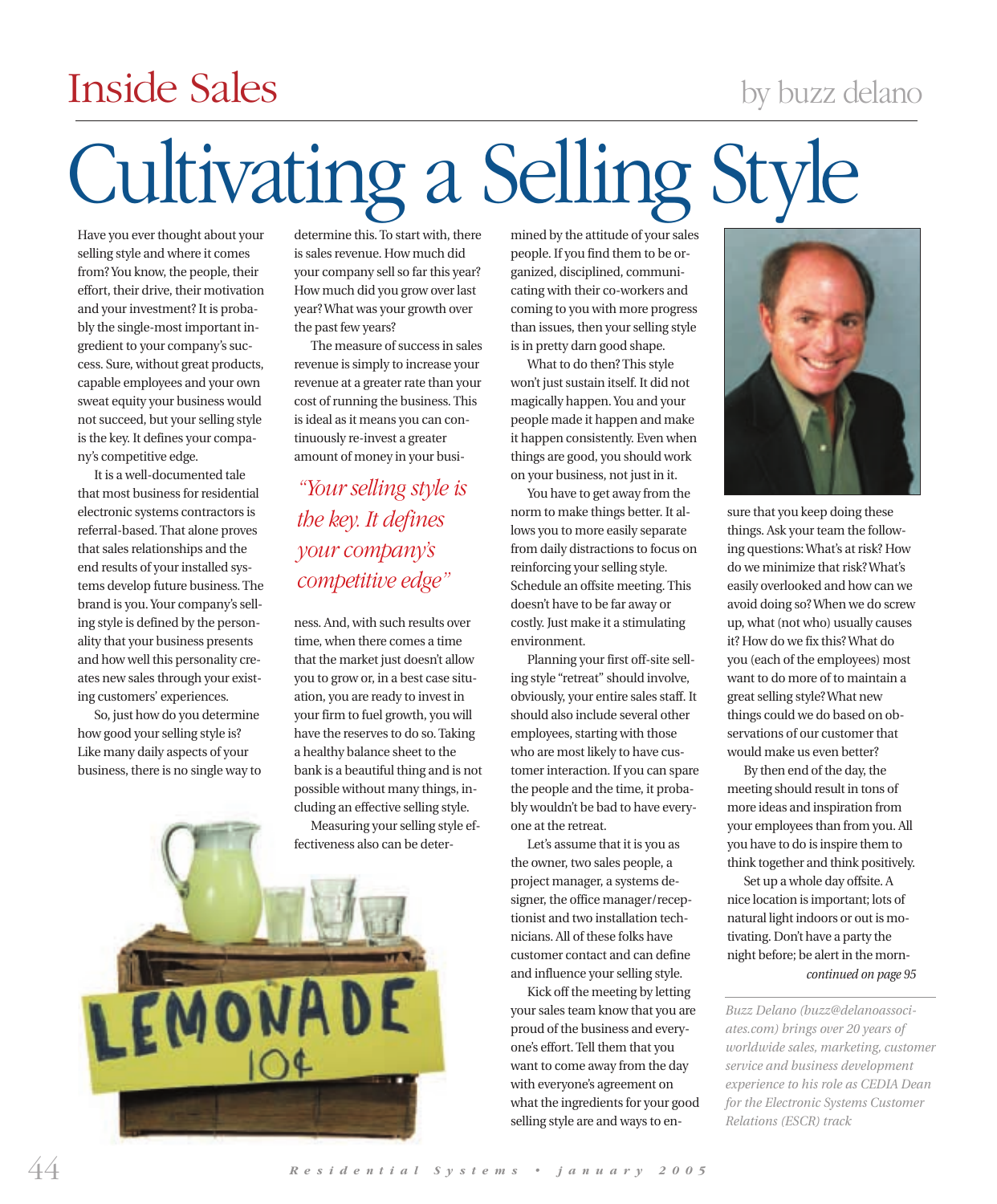Inside Sales

by buzz delano

# Cultivating a Selling Style

Have you ever thought about your selling style and where it comes from? You know, the people, their effort, their drive, their motivation and your investment? It is probably the single-most important ingredient to your company's success. Sure, without great products, capable employees and your own sweat equity your business would not succeed, but your selling style is the key. It defines your company's competitive edge.

It is a well-documented tale that most business for residential electronic systems contractors is referral-based. That alone proves that sales relationships and the end results of your installed systems develop future business. The brand is you. Your company's selling style is defined by the personality that your business presents and how well this personality creates new sales through your existing customers' experiences.

So, just how do you determine how good your selling style is? Like many daily aspects of your business, there is no single way to determine this. To start with, there is sales revenue. How much did your company sell so far this year? How much did you grow over last year? What was your growth over the past few years?

The measure of success in sales revenue is simply to increase your revenue at a greater rate than your cost of running the business. This is ideal as it means you can continuously re-invest a greater amount of money in your business. And, with such results over time, when there comes a time that the market just doesn't allow you to grow or, in a best case situation, you are ready to invest in your firm to fuel growth, you will have the reserves to do so. Taking a healthy balance sheet to the bank is a beautiful thing and is not possible without many things, including an effective selling style.

> *"Your selling style is the key. It defines your company's competitive edge"*

Measuring your selling style effectiveness also can be determined by the attitude of your sales people. If you find them to be organized, disciplined, communicating with their co-workers and coming to you with more progress than issues, then your selling style is in pretty darn good shape.

What to do then? This style won't just sustain itself. It did not magically happen. You and your people made it happen and make it happen consistently. Even when things are good, you should work on your business, not just in it.

You have to get away from the norm to make things better. It allows you to more easily separate from daily distractions to focus on reinforcing your selling style. Schedule an offsite meeting. This doesn't have to be far away or costly. Just make it a stimulating environment.

Planning your first off-site selling style "retreat" should involve, obviously, your entire sales staff. It should also include several other employees, starting with those who are most likely to have customer interaction. If you can spare the people and the time, it probably wouldn't be bad to have everyone at the retreat.

Let's assume that it is you as the owner, two sales people, a project manager, a systems designer, the office manager/receptionist and two installation technicians. All of these folks have customer contact and can define and influence your selling style.

Kick off the meeting by letting your sales team know that you are proud of the business and everyone's effort. Tell them that you want to come away from the day with everyone's agreement on what the ingredients for your good selling style are and ways to ensure that you keep doing these things. Ask your team the following questions: What's at risk? How do we minimize that risk? What's easily overlooked and how can we avoid doing so? When we do screw up, what (not who) usually causes it? How do we fix this? What do you (each of the employees) most want to do more of to maintain a great selling style? What new things could we do based on observations of our customer that would make us even better?

By then end of the day, the meeting should result in tons of more ideas and inspiration from your employees than from you. All you have to do is inspire them to think together and think positively.

Set up a whole day offsite. A nice location is important; lots of natural light indoors or out is motivating. Don't have a party the night before; be alert in the morn-

*continued on page 95*

---

*Buzz Delano (buzz@delanoassociates.com) brings over 20 years of worldwide sales, marketing, customer service and business development experience to his role as CEDIA Dean for the Electronic Systems Customer Relations (ESCR) track*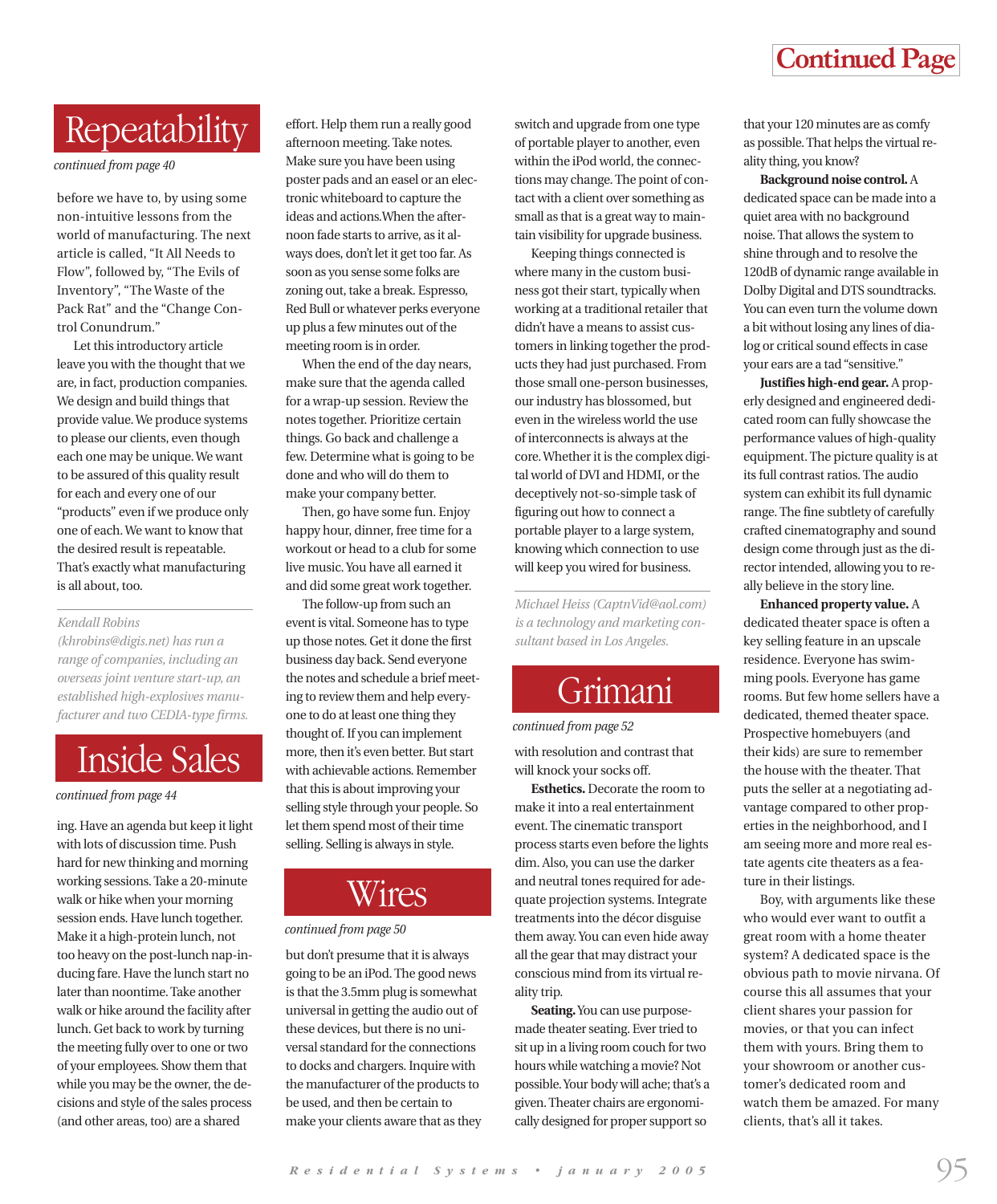# Continued Page

## Repeatability

*continued from page 40*

before we have to, by using some non-intuitive lessons from the world of manufacturing. The next article is called, "It All Needs to Flow", followed by, "The Evils of Inventory", "The Waste of the Pack Rat" and the "Change Control Conundrum."

Let this introductory article leave you with the thought that we are, in fact, production companies. We design and build things that provide value. We produce systems to please our clients, even though each one may be unique. We want to be assured of this quality result for each and every one of our "products" even if we produce only one of each. We want to know that the desired result is repeatable. That's exactly what manufacturing is all about, too.

*Kendall Robins (khrobins@digis.net) has run a range of companies, including an overseas joint venture start-up, an established high-explosives manufacturer and two CEDIA-type firms.*

## Inside Sales

*continued from page 44*

ing. Have an agenda but keep it light with lots of discussion time. Push hard for new thinking and morning working sessions. Take a 20-minute walk or hike when your morning session ends. Have lunch together. Make it a high-protein lunch, not too heavy on the post-lunch nap-inducing fare. Have the lunch start no later than noontime. Take another walk or hike around the facility after lunch. Get back to work by turning the meeting fully over to one or two of your employees. Show them that while you may be the owner, the decisions and style of the sales process (and other areas, too) are a shared effort. Help them run a really good afternoon meeting. Take notes. Make sure you have been using poster pads and an easel or an electronic whiteboard to capture the ideas and actions.When the afternoon fade starts to arrive, as it always does, don't let it get too far. As soon as you sense some folks are zoning out, take a break. Espresso, Red Bull or whatever perks everyone up plus a few minutes out of the meeting room is in order.

When the end of the day nears, make sure that the agenda called for a wrap-up session. Review the notes together. Prioritize certain things. Go back and challenge a few. Determine what is going to be done and who will do them to make your company better.

Then, go have some fun. Enjoy happy hour, dinner, free time for a workout or head to a club for some live music. You have all earned it and did some great work together.

The follow-up from such an event is vital. Someone has to type up those notes. Get it done the first business day back. Send everyone the notes and schedule a brief meeting to review them and help everyone to do at least one thing they thought of. If you can implement more, then it's even better. But start with achievable actions. Remember that this is about improving your selling style through your people. So let them spend most of their time selling. Selling is always in style.

## Wires

*continued from page 50*

but don't presume that it is always going to be an iPod. The good news is that the 3.5mm plug is somewhat universal in getting the audio out of these devices, but there is no universal standard for the connections to docks and chargers. Inquire with the manufacturer of the products to be used, and then be certain to make your clients aware that as they switch and upgrade from one type of portable player to another, even within the iPod world, the connections may change. The point of contact with a client over something as small as that is a great way to maintain visibility for upgrade business.

Keeping things connected is where many in the custom business got their start, typically when working at a traditional retailer that didn't have a means to assist customers in linking together the products they had just purchased. From those small one-person businesses, our industry has blossomed, but even in the wireless world the use of interconnects is always at the core. Whether it is the complex digital world of DVI and HDMI, or the deceptively not-so-simple task of figuring out how to connect a portable player to a large system, knowing which connection to use will keep you wired for business.

*Michael Heiss (CaptnVid@aol.com) is a technology and marketing consultant based in Los Angeles.*

## Grimani

*continued from page 52*

with resolution and contrast that will knock your socks off.

**Esthetics.** Decorate the room to make it into a real entertainment event. The cinematic transport process starts even before the lights dim. Also, you can use the darker and neutral tones required for adequate projection systems. Integrate treatments into the décor disguise them away. You can even hide away all the gear that may distract your conscious mind from its virtual reality trip.

**Seating.** You can use purpose-made theater seating. Ever tried to sit up in a living room couch for two hours while watching a movie? Not possible. Your body will ache; that's a given. Theater chairs are ergonomically designed for proper support so that your 120 minutes are as comfy as possible. That helps the virtual reality thing, you know?

**Background noise control.** A dedicated space can be made into a quiet area with no background noise. That allows the system to shine through and to resolve the 120dB of dynamic range available in Dolby Digital and DTS soundtracks. You can even turn the volume down a bit without losing any lines of dialog or critical sound effects in case your ears are a tad "sensitive."

**Justifies high-end gear.** A properly designed and engineered dedicated room can fully showcase the performance values of high-quality equipment. The picture quality is at its full contrast ratios. The audio system can exhibit its full dynamic range. The fine subtlety of carefully crafted cinematography and sound design come through just as the director intended, allowing you to really believe in the story line.

**Enhanced property value.** A dedicated theater space is often a key selling feature in an upscale residence. Everyone has swimming pools. Everyone has game rooms. But few home sellers have a dedicated, themed theater space. Prospective homebuyers (and their kids) are sure to remember the house with the theater. That puts the seller at a negotiating advantage compared to other properties in the neighborhood, and I am seeing more and more real estate agents cite theaters as a feature in their listings.

Boy, with arguments like these who would ever want to outfit a great room with a home theater system? A dedicated space is the obvious path to movie nirvana. Of course this all assumes that your client shares your passion for movies, or that you can infect them with yours. Bring them to your showroom or another customer's dedicated room and watch them be amazed. For many clients, that's all it takes.